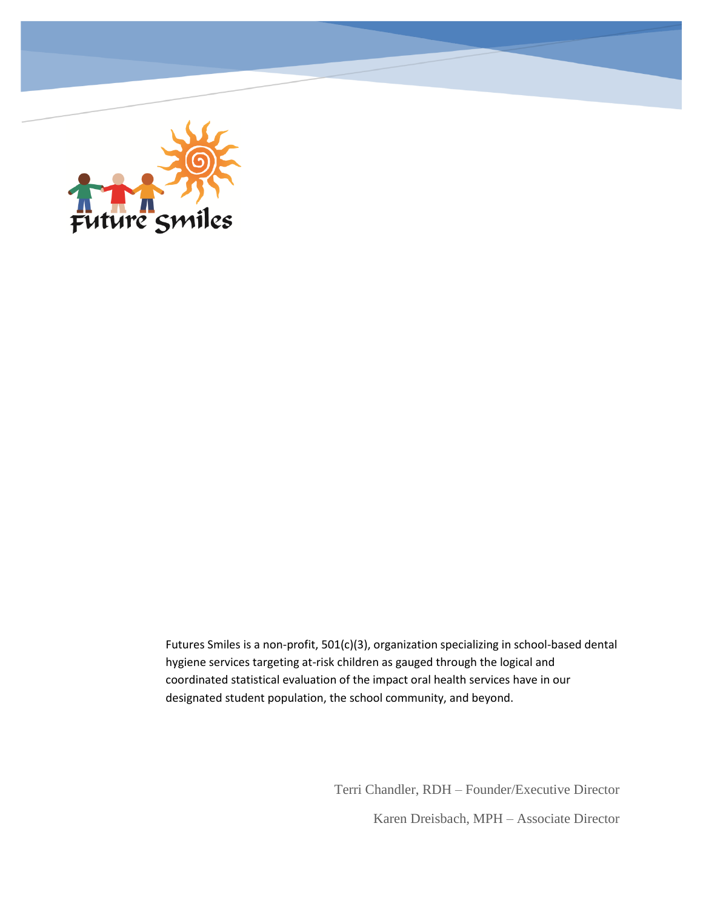Futures Smiles is a non-profit, 501(c)(3), organization specializing in school-based dental hygiene services targeting at-risk children as gauged through the logical and coordinated statistical evaluation of the impact oral health services have in our designated student population, the school community, and beyond.

Terri Chandler, RDH – Founder/Executive Director

Karen Dreisbach, MPH – Associate Director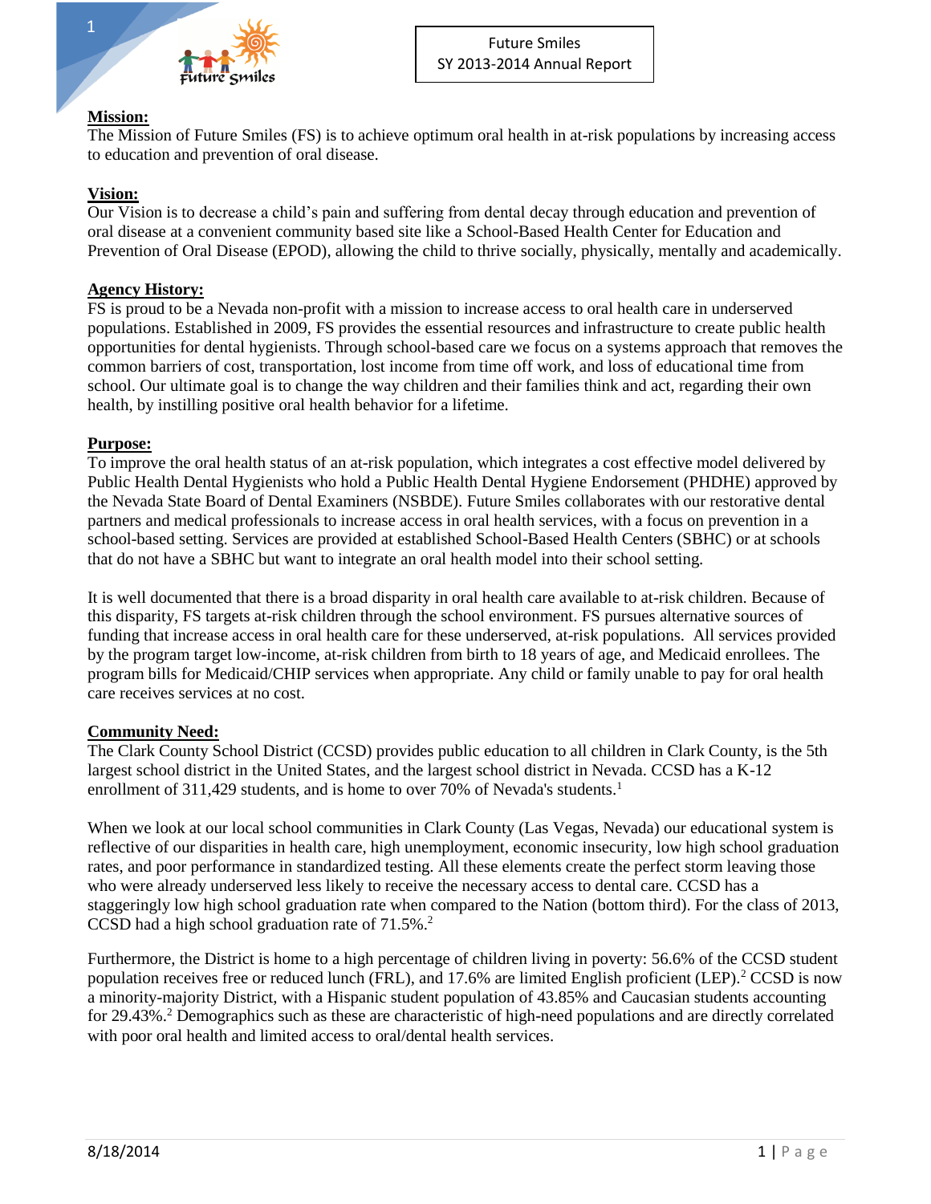Future Smiles
SY 2013-2014 Annual Report

**Mission:**

The Mission of Future Smiles (FS) is to achieve optimum oral health in at-risk populations by increasing access to education and prevention of oral disease.

**Vision:**

Our Vision is to decrease a child's pain and suffering from dental decay through education and prevention of oral disease at a convenient community based site like a School-Based Health Center for Education and Prevention of Oral Disease (EPOD), allowing the child to thrive socially, physically, mentally and academically.

**Agency History:**

FS is proud to be a Nevada non-profit with a mission to increase access to oral health care in underserved populations. Established in 2009, FS provides the essential resources and infrastructure to create public health opportunities for dental hygienists. Through school-based care we focus on a systems approach that removes the common barriers of cost, transportation, lost income from time off work, and loss of educational time from school. Our ultimate goal is to change the way children and their families think and act, regarding their own health, by instilling positive oral health behavior for a lifetime.

**Purpose:**

To improve the oral health status of an at-risk population, which integrates a cost effective model delivered by Public Health Dental Hygienists who hold a Public Health Dental Hygiene Endorsement (PHDHE) approved by the Nevada State Board of Dental Examiners (NSBDE). Future Smiles collaborates with our restorative dental partners and medical professionals to increase access in oral health services, with a focus on prevention in a school-based setting. Services are provided at established School-Based Health Centers (SBHC) or at schools that do not have a SBHC but want to integrate an oral health model into their school setting.

It is well documented that there is a broad disparity in oral health care available to at-risk children. Because of this disparity, FS targets at-risk children through the school environment. FS pursues alternative sources of funding that increase access in oral health care for these underserved, at-risk populations. All services provided by the program target low-income, at-risk children from birth to 18 years of age, and Medicaid enrollees. The program bills for Medicaid/CHIP services when appropriate. Any child or family unable to pay for oral health care receives services at no cost.

**Community Need:**

The Clark County School District (CCSD) provides public education to all children in Clark County, is the 5th largest school district in the United States, and the largest school district in Nevada. CCSD has a K-12 enrollment of 311,429 students, and is home to over 70% of Nevada's students.[1]

When we look at our local school communities in Clark County (Las Vegas, Nevada) our educational system is reflective of our disparities in health care, high unemployment, economic insecurity, low high school graduation rates, and poor performance in standardized testing. All these elements create the perfect storm leaving those who were already underserved less likely to receive the necessary access to dental care. CCSD has a staggeringly low high school graduation rate when compared to the Nation (bottom third). For the class of 2013, CCSD had a high school graduation rate of 71.5%.[2]

Furthermore, the District is home to a high percentage of children living in poverty: 56.6% of the CCSD student population receives free or reduced lunch (FRL), and 17.6% are limited English proficient (LEP).[2] CCSD is now a minority-majority District, with a Hispanic student population of 43.85% and Caucasian students accounting for 29.43%.[2] Demographics such as these are characteristic of high-need populations and are directly correlated with poor oral health and limited access to oral/dental health services.

8/18/2014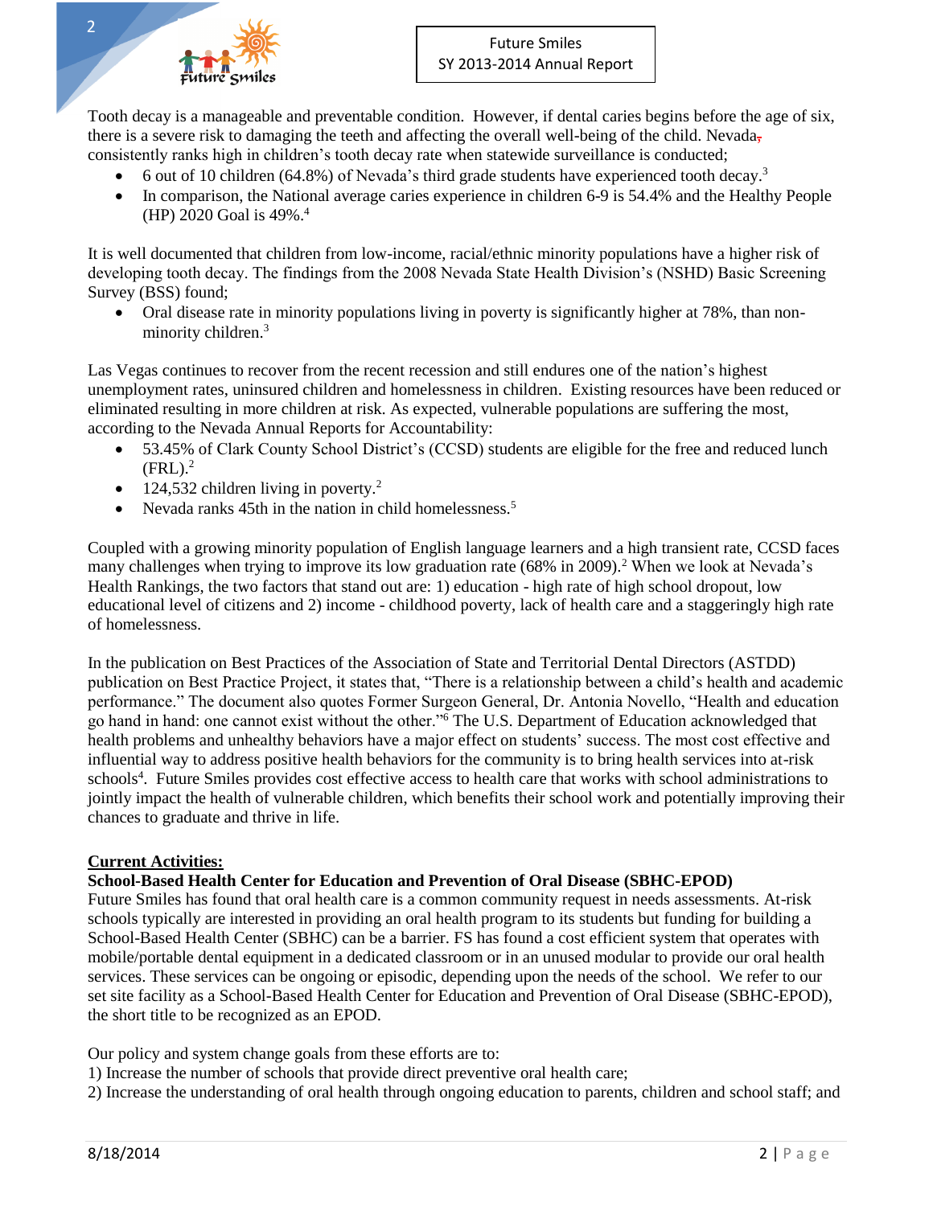Tooth decay is a manageable and preventable condition. However, if dental caries begins before the age of six, there is a severe risk to damaging the teeth and affecting the overall well-being of the child. Nevada, consistently ranks high in children's tooth decay rate when statewide surveillance is conducted;

- 6 out of 10 children (64.8%) of Nevada's third grade students have experienced tooth decay.[3]
- In comparison, the National average caries experience in children 6-9 is 54.4% and the Healthy People (HP) 2020 Goal is 49%.[4]

It is well documented that children from low-income, racial/ethnic minority populations have a higher risk of developing tooth decay. The findings from the 2008 Nevada State Health Division's (NSHD) Basic Screening Survey (BSS) found;

- Oral disease rate in minority populations living in poverty is significantly higher at 78%, than non-minority children.[3]

Las Vegas continues to recover from the recent recession and still endures one of the nation's highest unemployment rates, uninsured children and homelessness in children. Existing resources have been reduced or eliminated resulting in more children at risk. As expected, vulnerable populations are suffering the most, according to the Nevada Annual Reports for Accountability:

- 53.45% of Clark County School District's (CCSD) students are eligible for the free and reduced lunch (FRL).[2]
- 124,532 children living in poverty.[2]
- Nevada ranks 45th in the nation in child homelessness.[5]

Coupled with a growing minority population of English language learners and a high transient rate, CCSD faces many challenges when trying to improve its low graduation rate (68% in 2009).[2] When we look at Nevada's Health Rankings, the two factors that stand out are: 1) education - high rate of high school dropout, low educational level of citizens and 2) income - childhood poverty, lack of health care and a staggeringly high rate of homelessness.

In the publication on Best Practices of the Association of State and Territorial Dental Directors (ASTDD) publication on Best Practice Project, it states that, "There is a relationship between a child's health and academic performance." The document also quotes Former Surgeon General, Dr. Antonia Novello, "Health and education go hand in hand: one cannot exist without the other."[6] The U.S. Department of Education acknowledged that health problems and unhealthy behaviors have a major effect on students' success. The most cost effective and influential way to address positive health behaviors for the community is to bring health services into at-risk schools[4]. Future Smiles provides cost effective access to health care that works with school administrations to jointly impact the health of vulnerable children, which benefits their school work and potentially improving their chances to graduate and thrive in life.

**Current Activities:**

**School-Based Health Center for Education and Prevention of Oral Disease (SBHC-EPOD)**

Future Smiles has found that oral health care is a common community request in needs assessments. At-risk schools typically are interested in providing an oral health program to its students but funding for building a School-Based Health Center (SBHC) can be a barrier. FS has found a cost efficient system that operates with mobile/portable dental equipment in a dedicated classroom or in an unused modular to provide our oral health services. These services can be ongoing or episodic, depending upon the needs of the school. We refer to our set site facility as a School-Based Health Center for Education and Prevention of Oral Disease (SBHC-EPOD), the short title to be recognized as an EPOD.

Our policy and system change goals from these efforts are to:

1) Increase the number of schools that provide direct preventive oral health care;
2) Increase the understanding of oral health through ongoing education to parents, children and school staff; and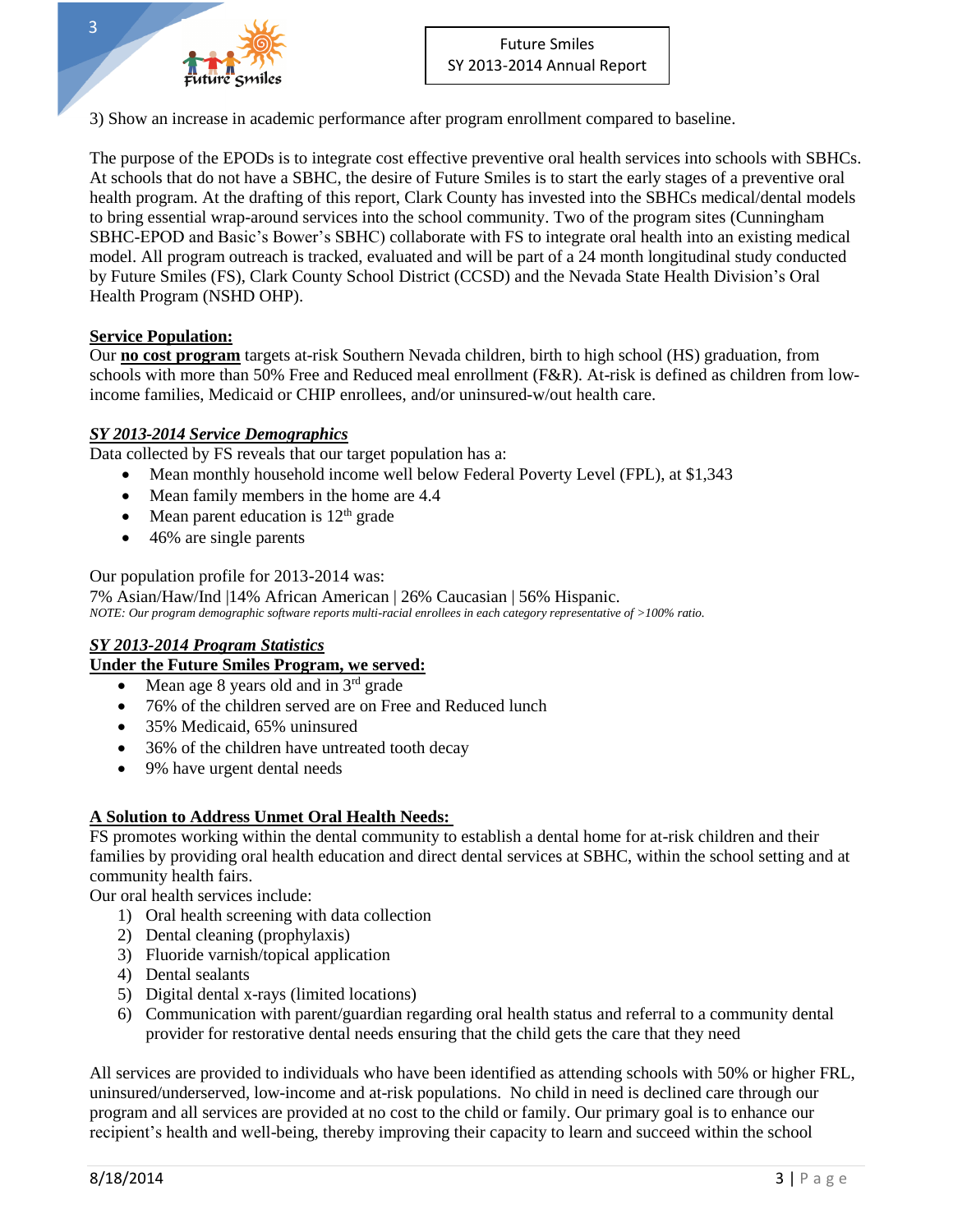3) Show an increase in academic performance after program enrollment compared to baseline.

The purpose of the EPODs is to integrate cost effective preventive oral health services into schools with SBHCs. At schools that do not have a SBHC, the desire of Future Smiles is to start the early stages of a preventive oral health program. At the drafting of this report, Clark County has invested into the SBHCs medical/dental models to bring essential wrap-around services into the school community. Two of the program sites (Cunningham SBHC-EPOD and Basic's Bower's SBHC) collaborate with FS to integrate oral health into an existing medical model. All program outreach is tracked, evaluated and will be part of a 24 month longitudinal study conducted by Future Smiles (FS), Clark County School District (CCSD) and the Nevada State Health Division's Oral Health Program (NSHD OHP).

**Service Population:**

Our **no cost program** targets at-risk Southern Nevada children, birth to high school (HS) graduation, from schools with more than 50% Free and Reduced meal enrollment (F&R). At-risk is defined as children from low-income families, Medicaid or CHIP enrollees, and/or uninsured-w/out health care.

***SY 2013-2014 Service Demographics***

Data collected by FS reveals that our target population has a:

- Mean monthly household income well below Federal Poverty Level (FPL), at $1,343
- Mean family members in the home are 4.4
- Mean parent education is 12th grade
- 46% are single parents

Our population profile for 2013-2014 was:

7% Asian/Haw/Ind |14% African American | 26% Caucasian | 56% Hispanic.

*NOTE: Our program demographic software reports multi-racial enrollees in each category representative of >100% ratio.*

***SY 2013-2014 Program Statistics***

**Under the Future Smiles Program, we served:**

- Mean age 8 years old and in 3rd grade
- 76% of the children served are on Free and Reduced lunch
- 35% Medicaid, 65% uninsured
- 36% of the children have untreated tooth decay
- 9% have urgent dental needs

**A Solution to Address Unmet Oral Health Needs:**

FS promotes working within the dental community to establish a dental home for at-risk children and their families by providing oral health education and direct dental services at SBHC, within the school setting and at community health fairs.

Our oral health services include:

1) Oral health screening with data collection
2) Dental cleaning (prophylaxis)
3) Fluoride varnish/topical application
4) Dental sealants
5) Digital dental x-rays (limited locations)
6) Communication with parent/guardian regarding oral health status and referral to a community dental provider for restorative dental needs ensuring that the child gets the care that they need

All services are provided to individuals who have been identified as attending schools with 50% or higher FRL, uninsured/underserved, low-income and at-risk populations. No child in need is declined care through our program and all services are provided at no cost to the child or family. Our primary goal is to enhance our recipient's health and well-being, thereby improving their capacity to learn and succeed within the school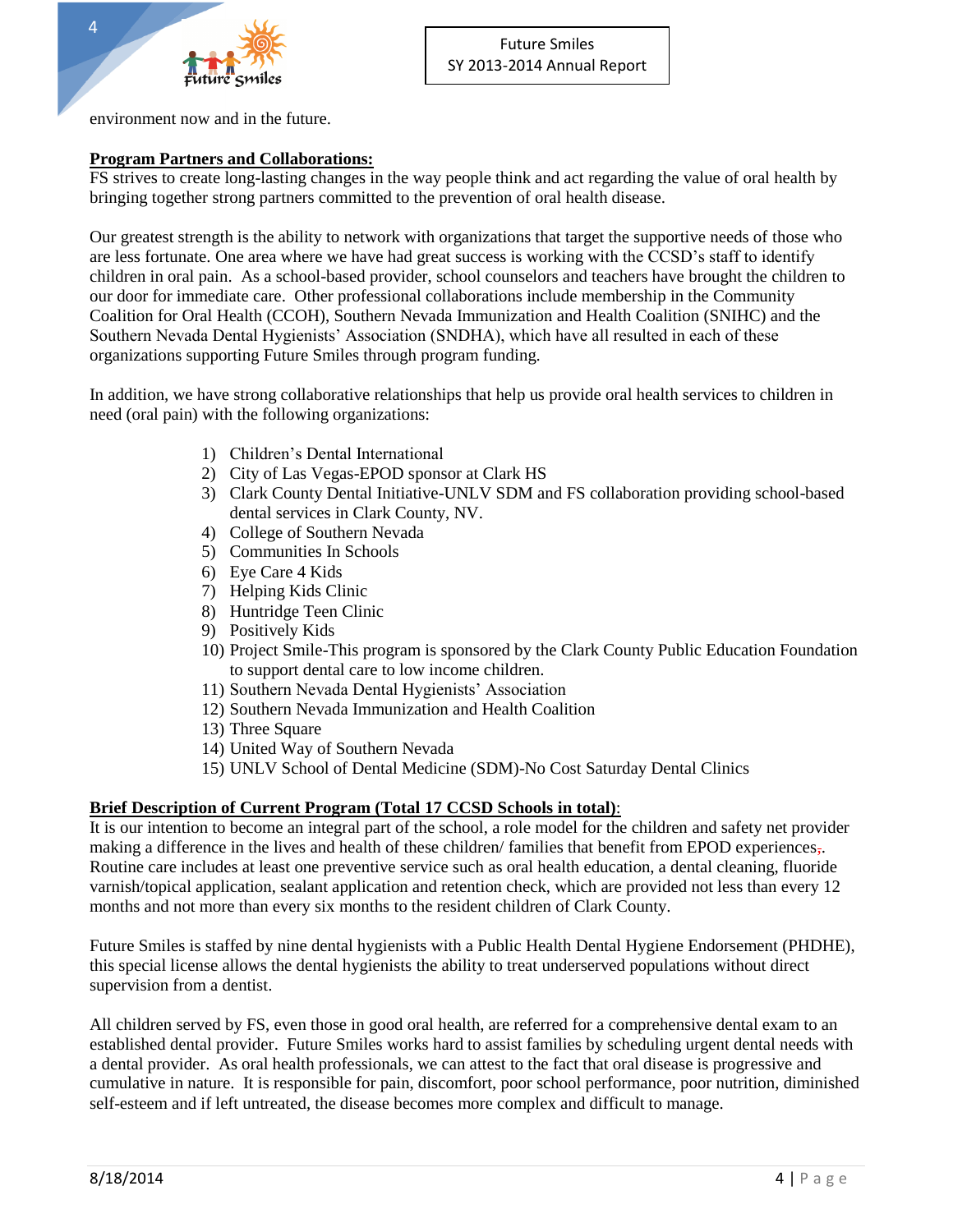environment now and in the future.

**Program Partners and Collaborations:**

FS strives to create long-lasting changes in the way people think and act regarding the value of oral health by bringing together strong partners committed to the prevention of oral health disease.

Our greatest strength is the ability to network with organizations that target the supportive needs of those who are less fortunate. One area where we have had great success is working with the CCSD's staff to identify children in oral pain. As a school-based provider, school counselors and teachers have brought the children to our door for immediate care. Other professional collaborations include membership in the Community Coalition for Oral Health (CCOH), Southern Nevada Immunization and Health Coalition (SNIHC) and the Southern Nevada Dental Hygienists' Association (SNDHA), which have all resulted in each of these organizations supporting Future Smiles through program funding.

In addition, we have strong collaborative relationships that help us provide oral health services to children in need (oral pain) with the following organizations:

1) Children's Dental International
2) City of Las Vegas-EPOD sponsor at Clark HS
3) Clark County Dental Initiative-UNLV SDM and FS collaboration providing school-based dental services in Clark County, NV.
4) College of Southern Nevada
5) Communities In Schools
6) Eye Care 4 Kids
7) Helping Kids Clinic
8) Huntridge Teen Clinic
9) Positively Kids
10) Project Smile-This program is sponsored by the Clark County Public Education Foundation to support dental care to low income children.
11) Southern Nevada Dental Hygienists' Association
12) Southern Nevada Immunization and Health Coalition
13) Three Square
14) United Way of Southern Nevada
15) UNLV School of Dental Medicine (SDM)-No Cost Saturday Dental Clinics

**Brief Description of Current Program (Total 17 CCSD Schools in total):**

It is our intention to become an integral part of the school, a role model for the children and safety net provider making a difference in the lives and health of these children/ families that benefit from EPOD experiences;. Routine care includes at least one preventive service such as oral health education, a dental cleaning, fluoride varnish/topical application, sealant application and retention check, which are provided not less than every 12 months and not more than every six months to the resident children of Clark County.

Future Smiles is staffed by nine dental hygienists with a Public Health Dental Hygiene Endorsement (PHDHE), this special license allows the dental hygienists the ability to treat underserved populations without direct supervision from a dentist.

All children served by FS, even those in good oral health, are referred for a comprehensive dental exam to an established dental provider. Future Smiles works hard to assist families by scheduling urgent dental needs with a dental provider. As oral health professionals, we can attest to the fact that oral disease is progressive and cumulative in nature. It is responsible for pain, discomfort, poor school performance, poor nutrition, diminished self-esteem and if left untreated, the disease becomes more complex and difficult to manage.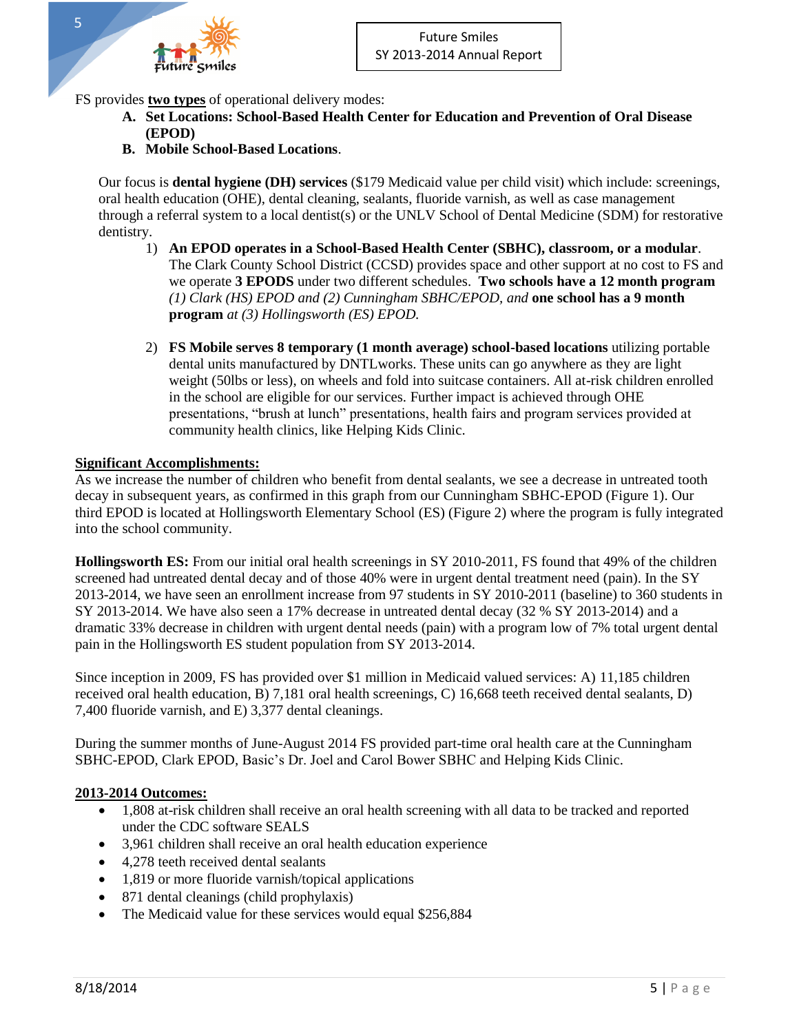FS provides **two types** of operational delivery modes:

A. **Set Locations: School-Based Health Center for Education and Prevention of Oral Disease (EPOD)**
B. **Mobile School-Based Locations**.

Our focus is **dental hygiene (DH) services** ($179 Medicaid value per child visit) which include: screenings, oral health education (OHE), dental cleaning, sealants, fluoride varnish, as well as case management through a referral system to a local dentist(s) or the UNLV School of Dental Medicine (SDM) for restorative dentistry.

1) **An EPOD operates in a School-Based Health Center (SBHC), classroom, or a modular**. The Clark County School District (CCSD) provides space and other support at no cost to FS and we operate **3 EPODS** under two different schedules. **Two schools have a 12 month program** *(1) Clark (HS) EPOD and (2) Cunningham SBHC/EPOD, and* **one school has a 9 month program** *at (3) Hollingsworth (ES) EPOD.*

2) **FS Mobile serves 8 temporary (1 month average) school-based locations** utilizing portable dental units manufactured by DNTLworks. These units can go anywhere as they are light weight (50lbs or less), on wheels and fold into suitcase containers. All at-risk children enrolled in the school are eligible for our services. Further impact is achieved through OHE presentations, "brush at lunch" presentations, health fairs and program services provided at community health clinics, like Helping Kids Clinic.

**Significant Accomplishments:**

As we increase the number of children who benefit from dental sealants, we see a decrease in untreated tooth decay in subsequent years, as confirmed in this graph from our Cunningham SBHC-EPOD (Figure 1). Our third EPOD is located at Hollingsworth Elementary School (ES) (Figure 2) where the program is fully integrated into the school community.

**Hollingsworth ES:** From our initial oral health screenings in SY 2010-2011, FS found that 49% of the children screened had untreated dental decay and of those 40% were in urgent dental treatment need (pain). In the SY 2013-2014, we have seen an enrollment increase from 97 students in SY 2010-2011 (baseline) to 360 students in SY 2013-2014. We have also seen a 17% decrease in untreated dental decay (32 % SY 2013-2014) and a dramatic 33% decrease in children with urgent dental needs (pain) with a program low of 7% total urgent dental pain in the Hollingsworth ES student population from SY 2013-2014.

Since inception in 2009, FS has provided over $1 million in Medicaid valued services: A) 11,185 children received oral health education, B) 7,181 oral health screenings, C) 16,668 teeth received dental sealants, D) 7,400 fluoride varnish, and E) 3,377 dental cleanings.

During the summer months of June-August 2014 FS provided part-time oral health care at the Cunningham SBHC-EPOD, Clark EPOD, Basic's Dr. Joel and Carol Bower SBHC and Helping Kids Clinic.

**2013-2014 Outcomes:**

- 1,808 at-risk children shall receive an oral health screening with all data to be tracked and reported under the CDC software SEALS
- 3,961 children shall receive an oral health education experience
- 4,278 teeth received dental sealants
- 1,819 or more fluoride varnish/topical applications
- 871 dental cleanings (child prophylaxis)
- The Medicaid value for these services would equal $256,884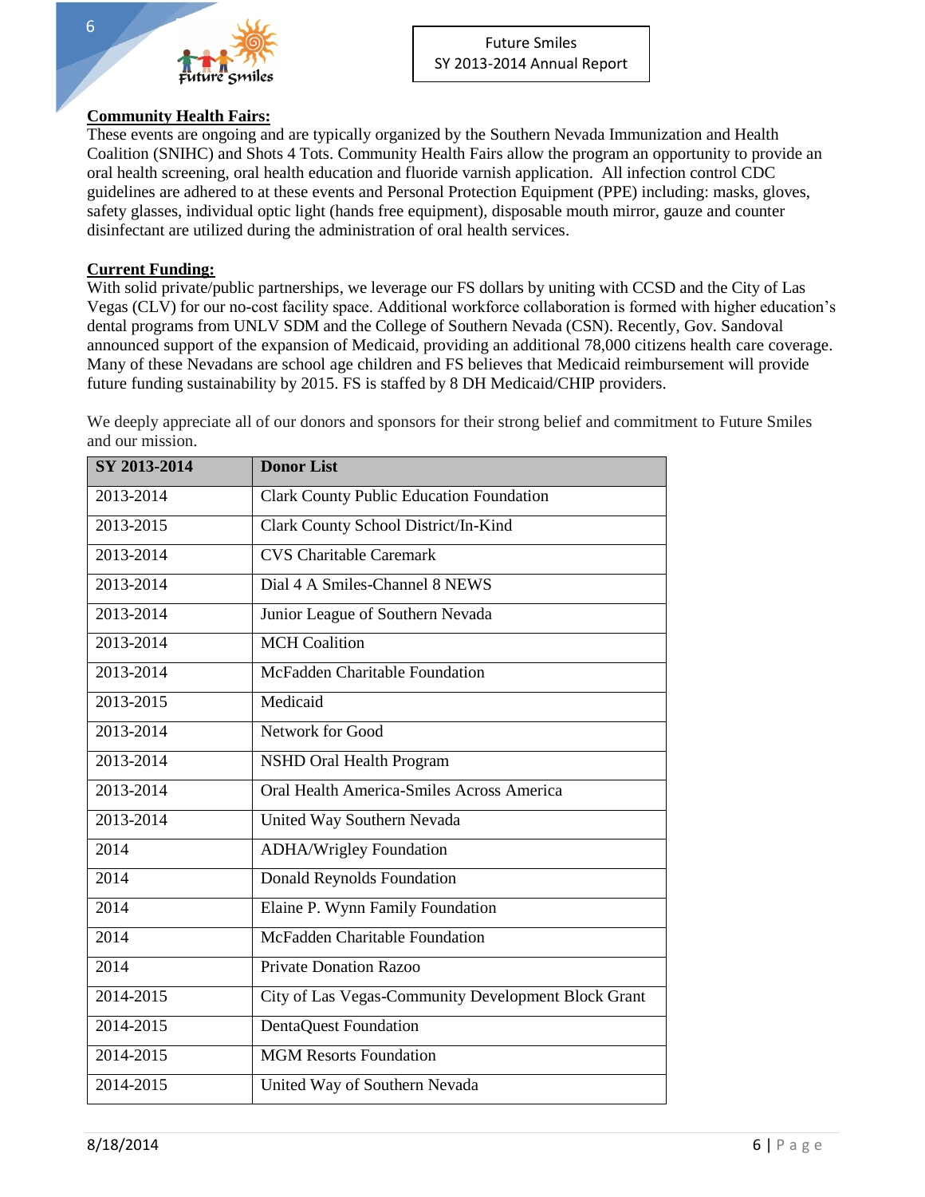**Community Health Fairs:**

These events are ongoing and are typically organized by the Southern Nevada Immunization and Health Coalition (SNIHC) and Shots 4 Tots. Community Health Fairs allow the program an opportunity to provide an oral health screening, oral health education and fluoride varnish application. All infection control CDC guidelines are adhered to at these events and Personal Protection Equipment (PPE) including: masks, gloves, safety glasses, individual optic light (hands free equipment), disposable mouth mirror, gauze and counter disinfectant are utilized during the administration of oral health services.

**Current Funding:**

With solid private/public partnerships, we leverage our FS dollars by uniting with CCSD and the City of Las Vegas (CLV) for our no-cost facility space. Additional workforce collaboration is formed with higher education's dental programs from UNLV SDM and the College of Southern Nevada (CSN). Recently, Gov. Sandoval announced support of the expansion of Medicaid, providing an additional 78,000 citizens health care coverage. Many of these Nevadans are school age children and FS believes that Medicaid reimbursement will provide future funding sustainability by 2015. FS is staffed by 8 DH Medicaid/CHIP providers.

We deeply appreciate all of our donors and sponsors for their strong belief and commitment to Future Smiles and our mission.

| SY 2013-2014 | Donor List |
|---|---|
| 2013-2014 | Clark County Public Education Foundation |
| 2013-2015 | Clark County School District/In-Kind |
| 2013-2014 | CVS Charitable Caremark |
| 2013-2014 | Dial 4 A Smiles-Channel 8 NEWS |
| 2013-2014 | Junior League of Southern Nevada |
| 2013-2014 | MCH Coalition |
| 2013-2014 | McFadden Charitable Foundation |
| 2013-2015 | Medicaid |
| 2013-2014 | Network for Good |
| 2013-2014 | NSHD Oral Health Program |
| 2013-2014 | Oral Health America-Smiles Across America |
| 2013-2014 | United Way Southern Nevada |
| 2014 | ADHA/Wrigley Foundation |
| 2014 | Donald Reynolds Foundation |
| 2014 | Elaine P. Wynn Family Foundation |
| 2014 | McFadden Charitable Foundation |
| 2014 | Private Donation Razoo |
| 2014-2015 | City of Las Vegas-Community Development Block Grant |
| 2014-2015 | DentaQuest Foundation |
| 2014-2015 | MGM Resorts Foundation |
| 2014-2015 | United Way of Southern Nevada |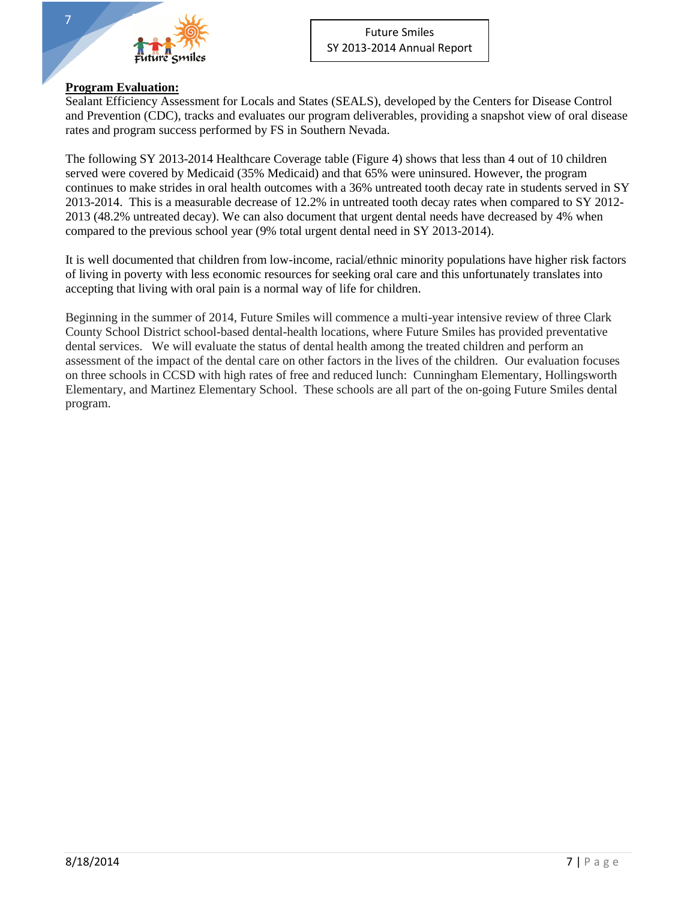**Program Evaluation:**

Sealant Efficiency Assessment for Locals and States (SEALS), developed by the Centers for Disease Control and Prevention (CDC), tracks and evaluates our program deliverables, providing a snapshot view of oral disease rates and program success performed by FS in Southern Nevada.

The following SY 2013-2014 Healthcare Coverage table (Figure 4) shows that less than 4 out of 10 children served were covered by Medicaid (35% Medicaid) and that 65% were uninsured. However, the program continues to make strides in oral health outcomes with a 36% untreated tooth decay rate in students served in SY 2013-2014. This is a measurable decrease of 12.2% in untreated tooth decay rates when compared to SY 2012-2013 (48.2% untreated decay). We can also document that urgent dental needs have decreased by 4% when compared to the previous school year (9% total urgent dental need in SY 2013-2014).

It is well documented that children from low-income, racial/ethnic minority populations have higher risk factors of living in poverty with less economic resources for seeking oral care and this unfortunately translates into accepting that living with oral pain is a normal way of life for children.

Beginning in the summer of 2014, Future Smiles will commence a multi-year intensive review of three Clark County School District school-based dental-health locations, where Future Smiles has provided preventative dental services. We will evaluate the status of dental health among the treated children and perform an assessment of the impact of the dental care on other factors in the lives of the children. Our evaluation focuses on three schools in CCSD with high rates of free and reduced lunch: Cunningham Elementary, Hollingsworth Elementary, and Martinez Elementary School. These schools are all part of the on-going Future Smiles dental program.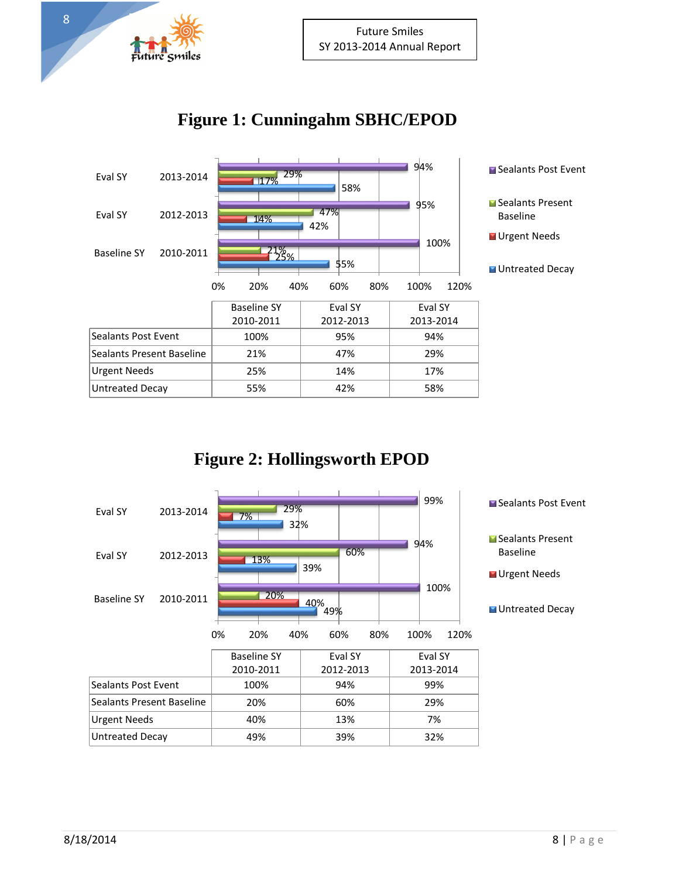# Figure 1: Cunningahm SBHC/EPOD

| | Baseline SY 2010-2011 | Eval SY 2012-2013 | Eval SY 2013-2014 |
|---|---|---|---|
| Sealants Post Event | 100% | 95% | 94% |
| Sealants Present Baseline | 21% | 47% | 29% |
| Urgent Needs | 25% | 14% | 17% |
| Untreated Decay | 55% | 42% | 58% |

# Figure 2: Hollingsworth EPOD

| | Baseline SY 2010-2011 | Eval SY 2012-2013 | Eval SY 2013-2014 |
|---|---|---|---|
| Sealants Post Event | 100% | 94% | 99% |
| Sealants Present Baseline | 20% | 60% | 29% |
| Urgent Needs | 40% | 13% | 7% |
| Untreated Decay | 49% | 39% | 32% |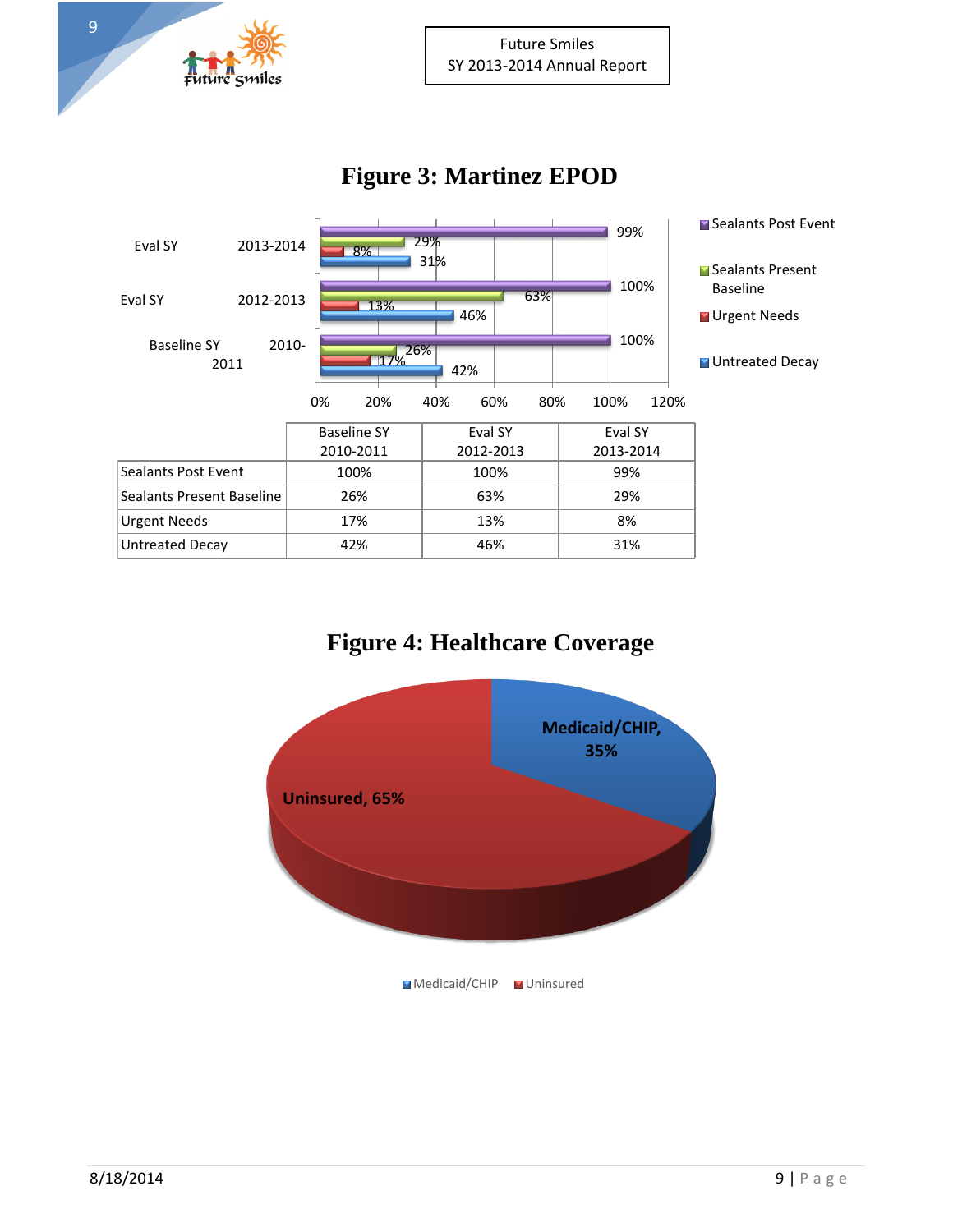# Figure 3: Martinez EPOD

| | Baseline SY 2010-2011 | Eval SY 2012-2013 | Eval SY 2013-2014 |
|---|---|---|---|
| Sealants Post Event | 100% | 100% | 99% |
| Sealants Present Baseline | 26% | 63% | 29% |
| Urgent Needs | 17% | 13% | 8% |
| Untreated Decay | 42% | 46% | 31% |

# Figure 4: Healthcare Coverage

Medicaid/CHIP, 35%

Uninsured, 65%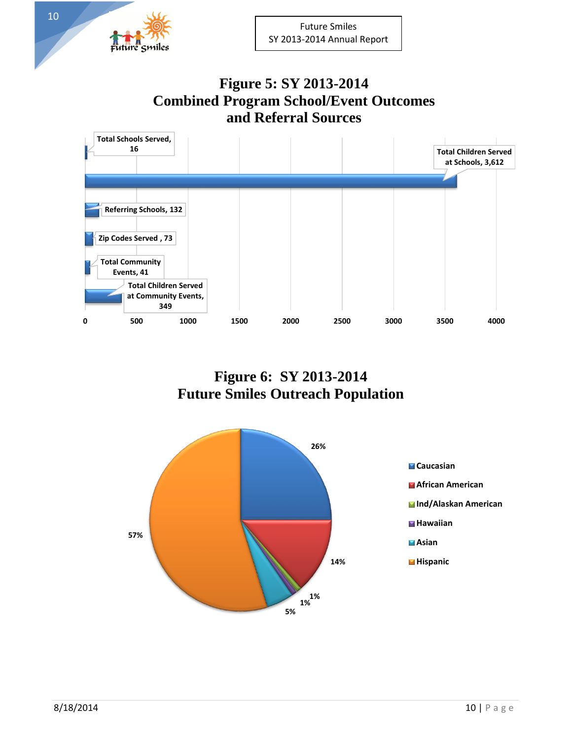# Figure 5: SY 2013-2014 Combined Program School/Event Outcomes and Referral Sources

| Category | Value |
| --- | --- |
| Total Schools Served | 16 |
| Total Children Served at Schools | 3,612 |
| Referring Schools | 132 |
| Zip Codes Served | 73 |
| Total Community Events | 41 |
| Total Children Served at Community Events | 349 |

# Figure 6: SY 2013-2014 Future Smiles Outreach Population

| Population | Percentage |
| --- | --- |
| Caucasian | 26% |
| African American | 14% |
| Ind/Alaskan American | 1% |
| Hawaiian | 1% |
| Asian | 5% |
| Hispanic | 57% |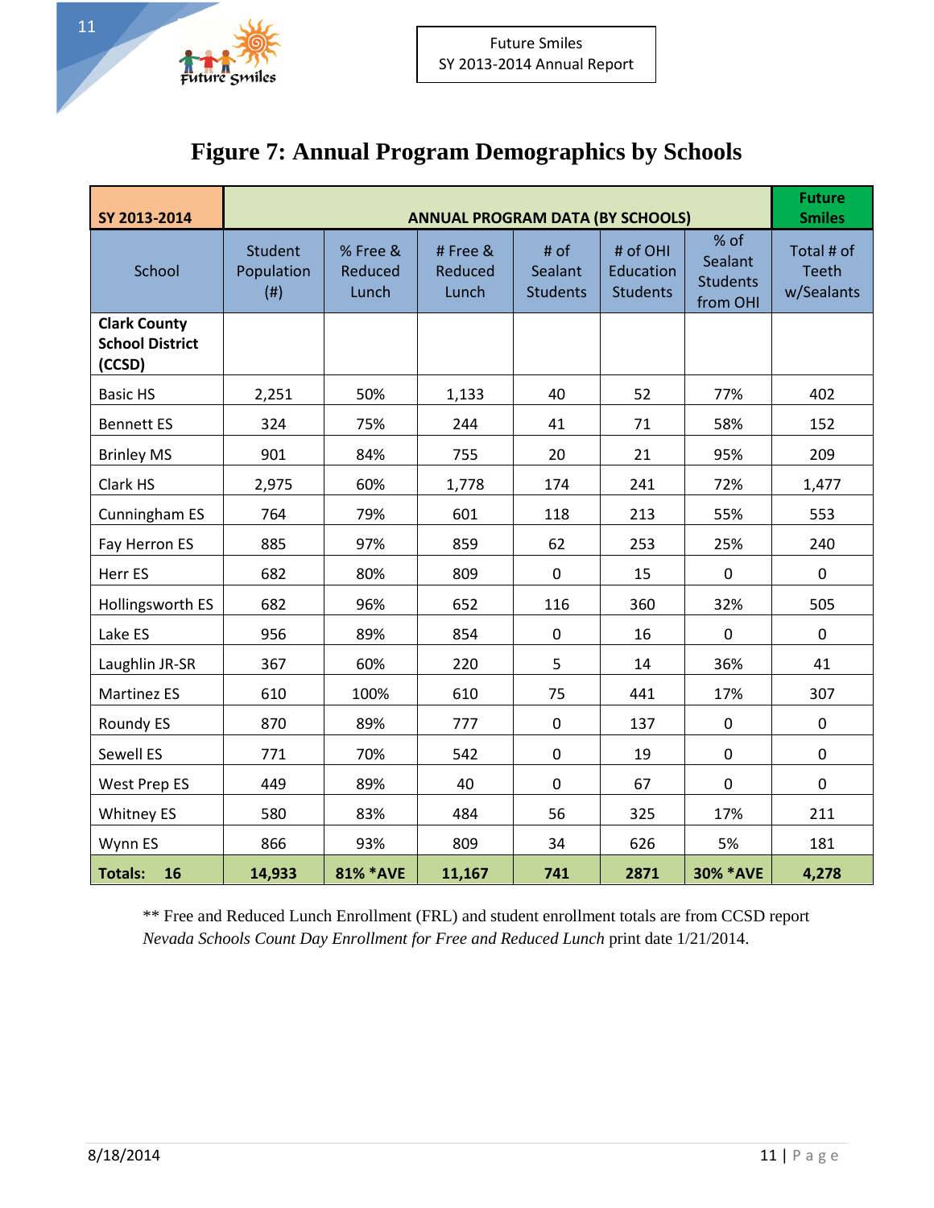# Figure 7: Annual Program Demographics by Schools

| SY 2013-2014 | ANNUAL PROGRAM DATA (BY SCHOOLS) | | | | | | Future Smiles |
|---|---|---|---|---|---|---|---|
| School | Student Population (#) | % Free & Reduced Lunch | # Free & Reduced Lunch | # of Sealant Students | # of OHI Education Students | % of Sealant Students from OHI | Total # of Teeth w/Sealants |
| **Clark County School District (CCSD)** | | | | | | | |
| Basic HS | 2,251 | 50% | 1,133 | 40 | 52 | 77% | 402 |
| Bennett ES | 324 | 75% | 244 | 41 | 71 | 58% | 152 |
| Brinley MS | 901 | 84% | 755 | 20 | 21 | 95% | 209 |
| Clark HS | 2,975 | 60% | 1,778 | 174 | 241 | 72% | 1,477 |
| Cunningham ES | 764 | 79% | 601 | 118 | 213 | 55% | 553 |
| Fay Herron ES | 885 | 97% | 859 | 62 | 253 | 25% | 240 |
| Herr ES | 682 | 80% | 809 | 0 | 15 | 0 | 0 |
| Hollingsworth ES | 682 | 96% | 652 | 116 | 360 | 32% | 505 |
| Lake ES | 956 | 89% | 854 | 0 | 16 | 0 | 0 |
| Laughlin JR-SR | 367 | 60% | 220 | 5 | 14 | 36% | 41 |
| Martinez ES | 610 | 100% | 610 | 75 | 441 | 17% | 307 |
| Roundy ES | 870 | 89% | 777 | 0 | 137 | 0 | 0 |
| Sewell ES | 771 | 70% | 542 | 0 | 19 | 0 | 0 |
| West Prep ES | 449 | 89% | 40 | 0 | 67 | 0 | 0 |
| Whitney ES | 580 | 83% | 484 | 56 | 325 | 17% | 211 |
| Wynn ES | 866 | 93% | 809 | 34 | 626 | 5% | 181 |
| **Totals: 16** | **14,933** | **81% *AVE** | **11,167** | **741** | **2871** | **30% *AVE** | **4,278** |

** Free and Reduced Lunch Enrollment (FRL) and student enrollment totals are from CCSD report *Nevada Schools Count Day Enrollment for Free and Reduced Lunch* print date 1/21/2014.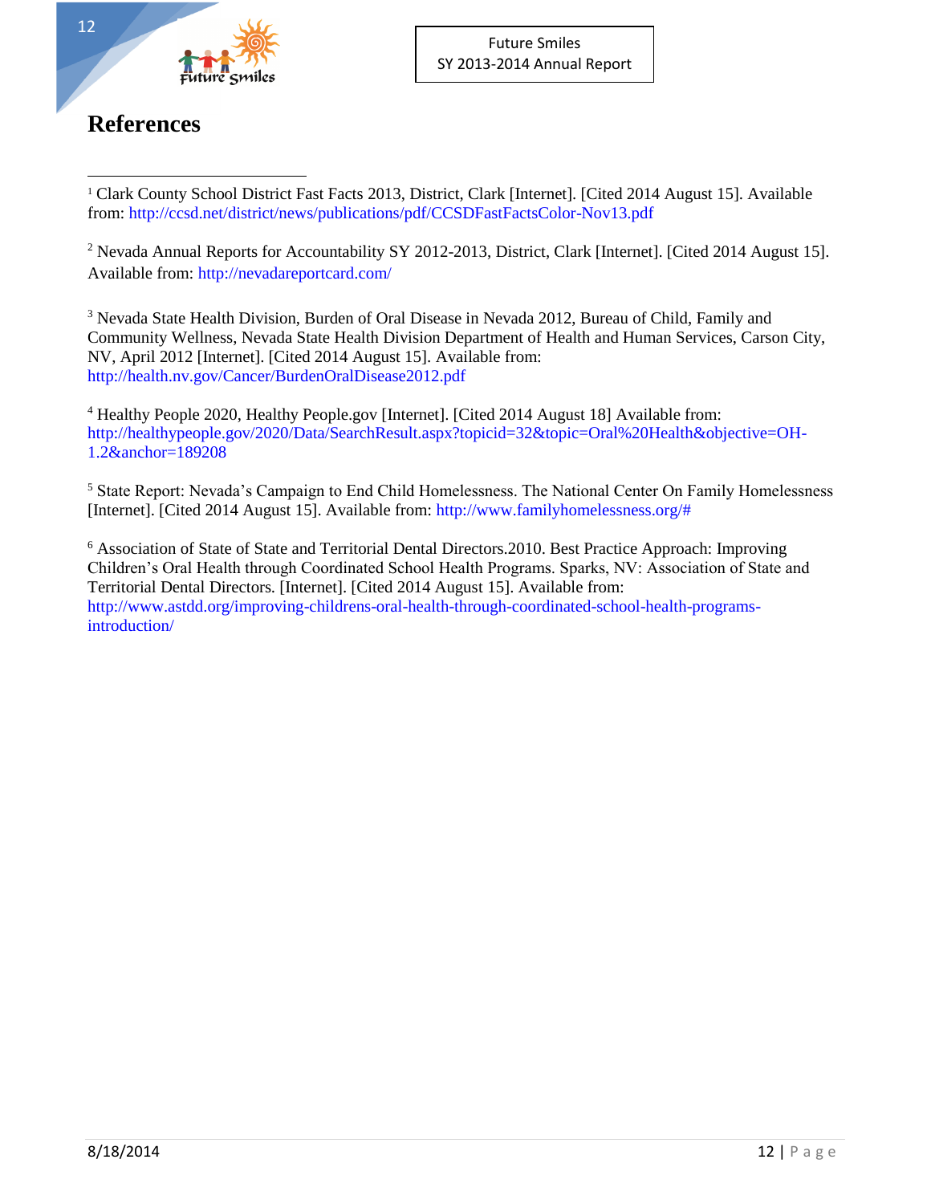# References

[1] Clark County School District Fast Facts 2013, District, Clark [Internet]. [Cited 2014 August 15]. Available from: http://ccsd.net/district/news/publications/pdf/CCSDFastFactsColor-Nov13.pdf

[2] Nevada Annual Reports for Accountability SY 2012-2013, District, Clark [Internet]. [Cited 2014 August 15]. Available from: http://nevadareportcard.com/

[3] Nevada State Health Division, Burden of Oral Disease in Nevada 2012, Bureau of Child, Family and Community Wellness, Nevada State Health Division Department of Health and Human Services, Carson City, NV, April 2012 [Internet]. [Cited 2014 August 15]. Available from: http://health.nv.gov/Cancer/BurdenOralDisease2012.pdf

[4] Healthy People 2020, Healthy People.gov [Internet]. [Cited 2014 August 18] Available from: http://healthypeople.gov/2020/Data/SearchResult.aspx?topicid=32&topic=Oral%20Health&objective=OH-1.2&anchor=189208

[5] State Report: Nevada's Campaign to End Child Homelessness. The National Center On Family Homelessness [Internet]. [Cited 2014 August 15]. Available from: http://www.familyhomelessness.org/#

[6] Association of State of State and Territorial Dental Directors.2010. Best Practice Approach: Improving Children's Oral Health through Coordinated School Health Programs. Sparks, NV: Association of State and Territorial Dental Directors. [Internet]. [Cited 2014 August 15]. Available from: http://www.astdd.org/improving-childrens-oral-health-through-coordinated-school-health-programs-introduction/